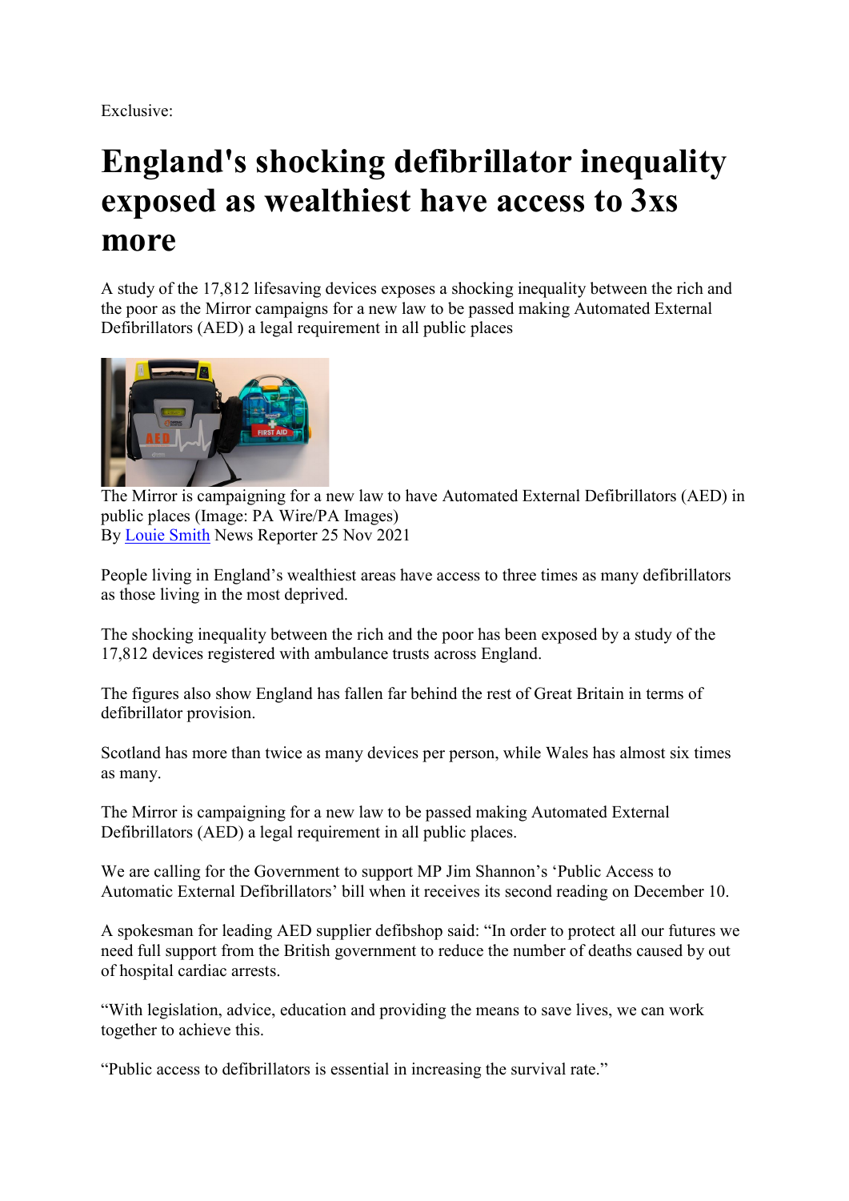Exclusive:

# England's shocking defibrillator inequality exposed as wealthiest have access to 3xs more

A study of the 17,812 lifesaving devices exposes a shocking inequality between the rich and the poor as the Mirror campaigns for a new law to be passed making Automated External Defibrillators (AED) a legal requirement in all public places

The Mirror is campaigning for a new law to have Automated External Defibrillators (AED) in public places (Image: PA Wire/PA Images)

By [Louie Smith](#) News Reporter 25 Nov 2021

People living in England's wealthiest areas have access to three times as many defibrillators as those living in the most deprived.

The shocking inequality between the rich and the poor has been exposed by a study of the 17,812 devices registered with ambulance trusts across England.

The figures also show England has fallen far behind the rest of Great Britain in terms of defibrillator provision.

Scotland has more than twice as many devices per person, while Wales has almost six times as many.

The Mirror is campaigning for a new law to be passed making Automated External Defibrillators (AED) a legal requirement in all public places.

We are calling for the Government to support MP Jim Shannon's 'Public Access to Automatic External Defibrillators' bill when it receives its second reading on December 10.

A spokesman for leading AED supplier defibshop said: "In order to protect all our futures we need full support from the British government to reduce the number of deaths caused by out of hospital cardiac arrests.

"With legislation, advice, education and providing the means to save lives, we can work together to achieve this.

"Public access to defibrillators is essential in increasing the survival rate."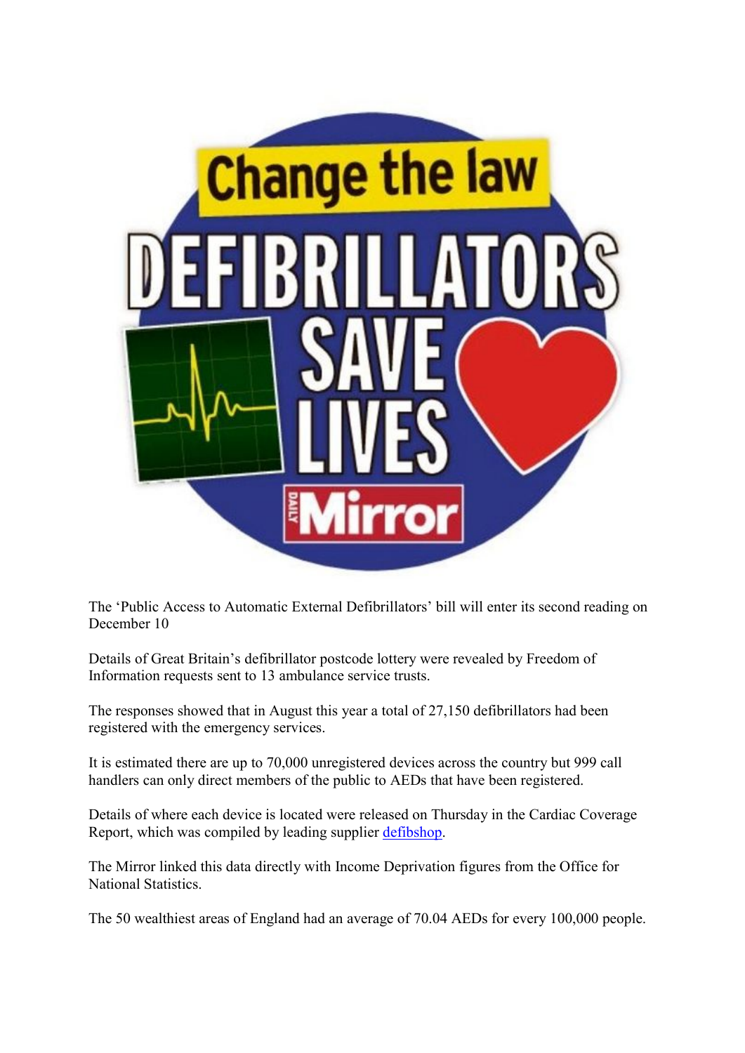The 'Public Access to Automatic External Defibrillators' bill will enter its second reading on December 10

Details of Great Britain's defibrillator postcode lottery were revealed by Freedom of Information requests sent to 13 ambulance service trusts.

The responses showed that in August this year a total of 27,150 defibrillators had been registered with the emergency services.

It is estimated there are up to 70,000 unregistered devices across the country but 999 call handlers can only direct members of the public to AEDs that have been registered.

Details of where each device is located were released on Thursday in the Cardiac Coverage Report, which was compiled by leading supplier defibshop.

The Mirror linked this data directly with Income Deprivation figures from the Office for National Statistics.

The 50 wealthiest areas of England had an average of 70.04 AEDs for every 100,000 people.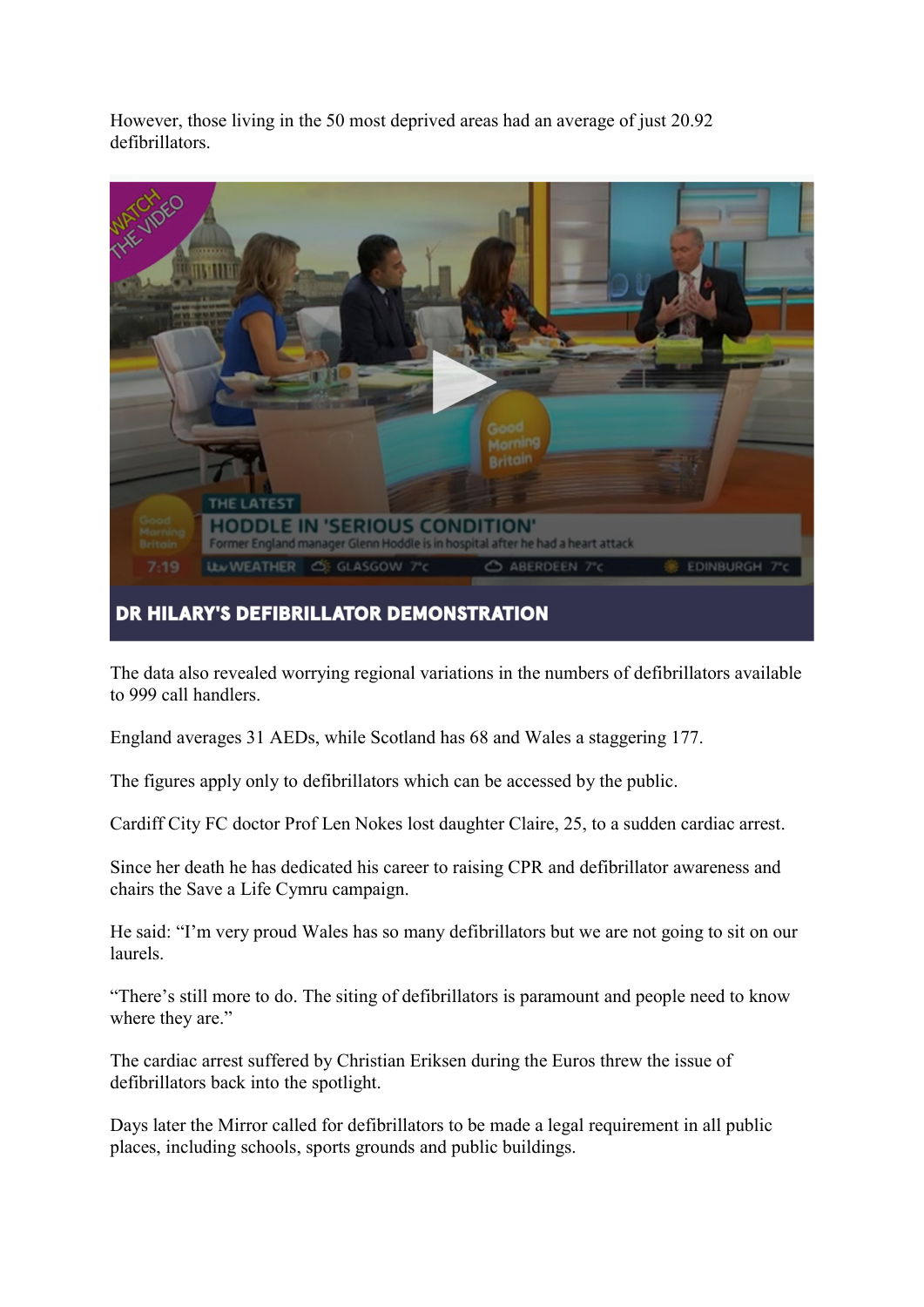However, those living in the 50 most deprived areas had an average of just 20.92 defibrillators.

DR HILARY'S DEFIBRILLATOR DEMONSTRATION

The data also revealed worrying regional variations in the numbers of defibrillators available to 999 call handlers.

England averages 31 AEDs, while Scotland has 68 and Wales a staggering 177.

The figures apply only to defibrillators which can be accessed by the public.

Cardiff City FC doctor Prof Len Nokes lost daughter Claire, 25, to a sudden cardiac arrest.

Since her death he has dedicated his career to raising CPR and defibrillator awareness and chairs the Save a Life Cymru campaign.

He said: "I'm very proud Wales has so many defibrillators but we are not going to sit on our laurels.

"There's still more to do. The siting of defibrillators is paramount and people need to know where they are."

The cardiac arrest suffered by Christian Eriksen during the Euros threw the issue of defibrillators back into the spotlight.

Days later the Mirror called for defibrillators to be made a legal requirement in all public places, including schools, sports grounds and public buildings.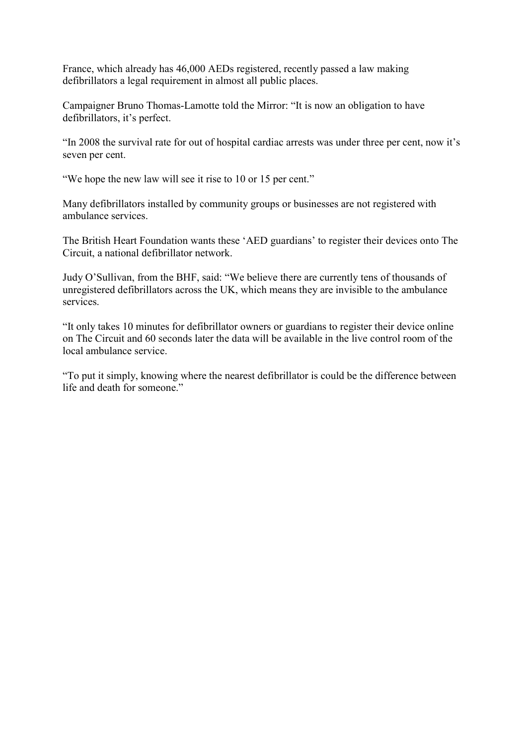France, which already has 46,000 AEDs registered, recently passed a law making defibrillators a legal requirement in almost all public places.

Campaigner Bruno Thomas-Lamotte told the Mirror: "It is now an obligation to have defibrillators, it's perfect.

"In 2008 the survival rate for out of hospital cardiac arrests was under three per cent, now it's seven per cent.

"We hope the new law will see it rise to 10 or 15 per cent."

Many defibrillators installed by community groups or businesses are not registered with ambulance services.

The British Heart Foundation wants these 'AED guardians' to register their devices onto The Circuit, a national defibrillator network.

Judy O'Sullivan, from the BHF, said: "We believe there are currently tens of thousands of unregistered defibrillators across the UK, which means they are invisible to the ambulance services.

"It only takes 10 minutes for defibrillator owners or guardians to register their device online on The Circuit and 60 seconds later the data will be available in the live control room of the local ambulance service.

"To put it simply, knowing where the nearest defibrillator is could be the difference between life and death for someone."